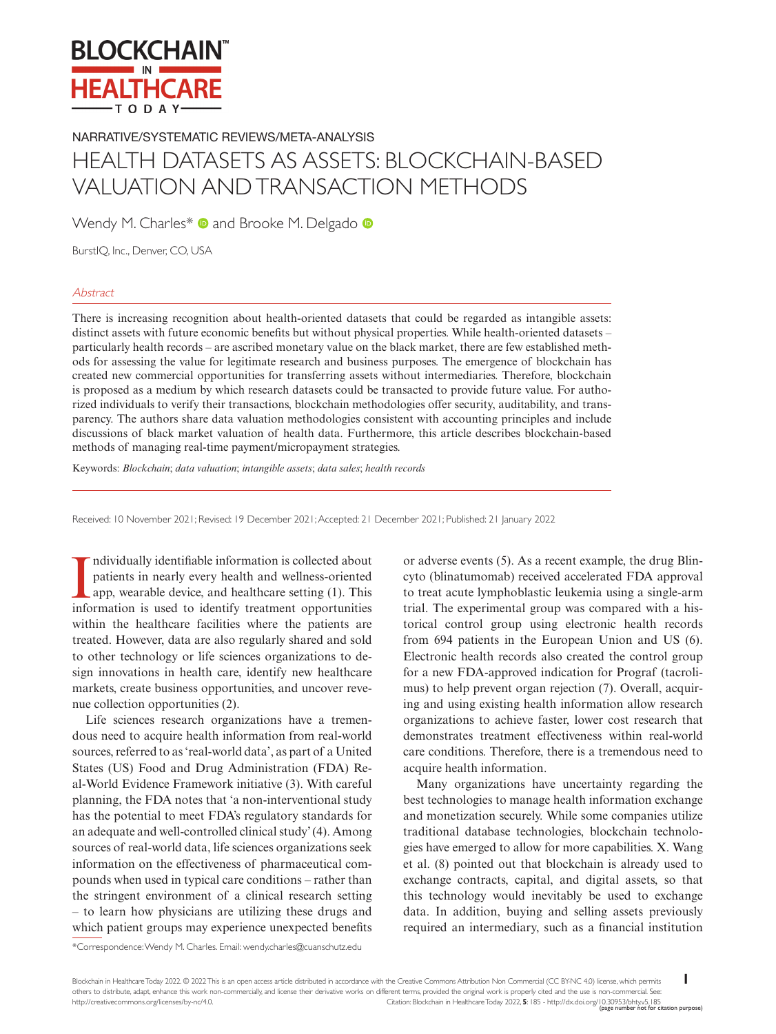NARRATIVE/SYSTEMATIC REVIEWS/META-ANALYSIS

# HEALTH DATASETS AS ASSETS: BLOCKCHAIN-BASED VALUATION AND TRANSACTION METHODS

Wendy M. Charles* and Brooke M. Delgado

BurstIQ, Inc., Denver, CO, USA

## Abstract

There is increasing recognition about health-oriented datasets that could be regarded as intangible assets: distinct assets with future economic benefits but without physical properties. While health-oriented datasets – particularly health records – are ascribed monetary value on the black market, there are few established methods for assessing the value for legitimate research and business purposes. The emergence of blockchain has created new commercial opportunities for transferring assets without intermediaries. Therefore, blockchain is proposed as a medium by which research datasets could be transacted to provide future value. For authorized individuals to verify their transactions, blockchain methodologies offer security, auditability, and transparency. The authors share data valuation methodologies consistent with accounting principles and include discussions of black market valuation of health data. Furthermore, this article describes blockchain-based methods of managing real-time payment/micropayment strategies.

Keywords: *Blockchain*; *data valuation*; *intangible assets*; *data sales*; *health records*

Received: 10 November 2021; Revised: 19 December 2021; Accepted: 21 December 2021; Published: 21 January 2022

Individually identifiable information is collected about patients in nearly every health and wellness-oriented app, wearable device, and healthcare setting (1). This information is used to identify treatment opportunities within the healthcare facilities where the patients are treated. However, data are also regularly shared and sold to other technology or life sciences organizations to design innovations in health care, identify new healthcare markets, create business opportunities, and uncover revenue collection opportunities (2).

Life sciences research organizations have a tremendous need to acquire health information from real-world sources, referred to as 'real-world data', as part of a United States (US) Food and Drug Administration (FDA) Real-World Evidence Framework initiative (3). With careful planning, the FDA notes that 'a non-interventional study has the potential to meet FDA's regulatory standards for an adequate and well-controlled clinical study' (4). Among sources of real-world data, life sciences organizations seek information on the effectiveness of pharmaceutical compounds when used in typical care conditions – rather than the stringent environment of a clinical research setting – to learn how physicians are utilizing these drugs and which patient groups may experience unexpected benefits or adverse events (5). As a recent example, the drug Blincyto (blinatumomab) received accelerated FDA approval to treat acute lymphoblastic leukemia using a single-arm trial. The experimental group was compared with a historical control group using electronic health records from 694 patients in the European Union and US (6). Electronic health records also created the control group for a new FDA-approved indication for Prograf (tacrolimus) to help prevent organ rejection (7). Overall, acquiring and using existing health information allow research organizations to achieve faster, lower cost research that demonstrates treatment effectiveness within real-world care conditions. Therefore, there is a tremendous need to acquire health information.

Many organizations have uncertainty regarding the best technologies to manage health information exchange and monetization securely. While some companies utilize traditional database technologies, blockchain technologies have emerged to allow for more capabilities. X. Wang et al. (8) pointed out that blockchain is already used to exchange contracts, capital, and digital assets, so that this technology would inevitably be used to exchange data. In addition, buying and selling assets previously required an intermediary, such as a financial institution

*Correspondence: Wendy M. Charles. Email: wendy.charles@cuanschutz.edu

Blockchain in Healthcare Today 2022. © 2022 This is an open access article distributed in accordance with the Creative Commons Attribution Non Commercial (CC BY-NC 4.0) license, which permits others to distribute, adapt, enhance this work non-commercially, and license their derivative works on different terms, provided the original work is properly cited and the use is non-commercial. See: http://creativecommons.org/licenses/by-nc/4.0.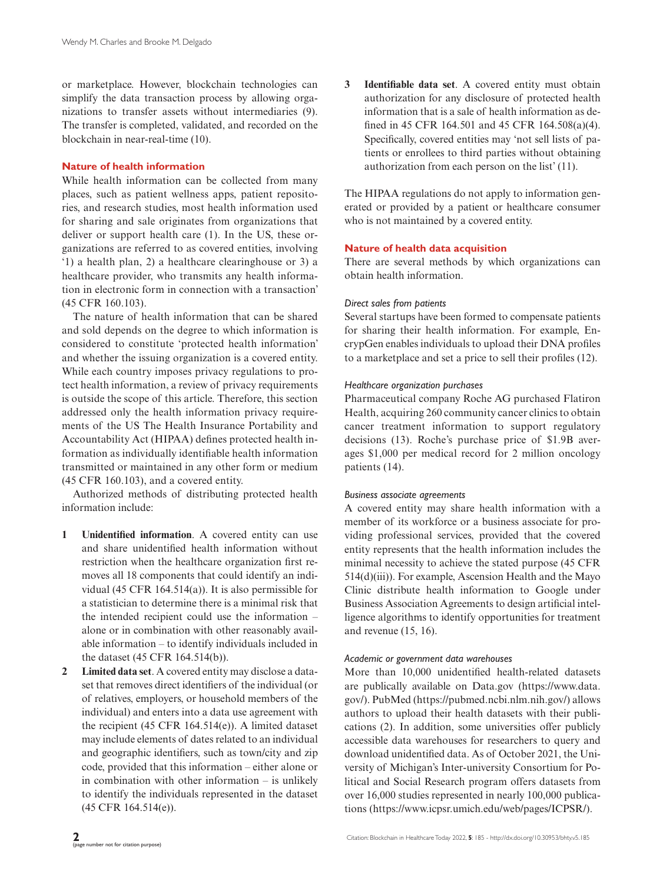or marketplace. However, blockchain technologies can simplify the data transaction process by allowing organizations to transfer assets without intermediaries (9). The transfer is completed, validated, and recorded on the blockchain in near-real-time (10).

## Nature of health information

While health information can be collected from many places, such as patient wellness apps, patient repositories, and research studies, most health information used for sharing and sale originates from organizations that deliver or support health care (1). In the US, these organizations are referred to as covered entities, involving '1) a health plan, 2) a healthcare clearinghouse or 3) a healthcare provider, who transmits any health information in electronic form in connection with a transaction' (45 CFR 160.103).

The nature of health information that can be shared and sold depends on the degree to which information is considered to constitute 'protected health information' and whether the issuing organization is a covered entity. While each country imposes privacy regulations to protect health information, a review of privacy requirements is outside the scope of this article. Therefore, this section addressed only the health information privacy requirements of the US The Health Insurance Portability and Accountability Act (HIPAA) defines protected health information as individually identifiable health information transmitted or maintained in any other form or medium (45 CFR 160.103), and a covered entity.

Authorized methods of distributing protected health information include:

1. **Unidentified information**. A covered entity can use and share unidentified health information without restriction when the healthcare organization first removes all 18 components that could identify an individual (45 CFR 164.514(a)). It is also permissible for a statistician to determine there is a minimal risk that the intended recipient could use the information – alone or in combination with other reasonably available information – to identify individuals included in the dataset (45 CFR 164.514(b)).
2. **Limited data set**. A covered entity may disclose a dataset that removes direct identifiers of the individual (or of relatives, employers, or household members of the individual) and enters into a data use agreement with the recipient (45 CFR 164.514(e)). A limited dataset may include elements of dates related to an individual and geographic identifiers, such as town/city and zip code, provided that this information – either alone or in combination with other information – is unlikely to identify the individuals represented in the dataset (45 CFR 164.514(e)).
3. **Identifiable data set**. A covered entity must obtain authorization for any disclosure of protected health information that is a sale of health information as defined in 45 CFR 164.501 and 45 CFR 164.508(a)(4). Specifically, covered entities may 'not sell lists of patients or enrollees to third parties without obtaining authorization from each person on the list' (11).

The HIPAA regulations do not apply to information generated or provided by a patient or healthcare consumer who is not maintained by a covered entity.

## Nature of health data acquisition

There are several methods by which organizations can obtain health information.

### *Direct sales from patients*

Several startups have been formed to compensate patients for sharing their health information. For example, EncrypGen enables individuals to upload their DNA profiles to a marketplace and set a price to sell their profiles (12).

### *Healthcare organization purchases*

Pharmaceutical company Roche AG purchased Flatiron Health, acquiring 260 community cancer clinics to obtain cancer treatment information to support regulatory decisions (13). Roche's purchase price of \$1.9B averages \$1,000 per medical record for 2 million oncology patients (14).

### *Business associate agreements*

A covered entity may share health information with a member of its workforce or a business associate for providing professional services, provided that the covered entity represents that the health information includes the minimal necessity to achieve the stated purpose (45 CFR 514(d)(iii)). For example, Ascension Health and the Mayo Clinic distribute health information to Google under Business Association Agreements to design artificial intelligence algorithms to identify opportunities for treatment and revenue (15, 16).

### *Academic or government data warehouses*

More than 10,000 unidentified health-related datasets are publically available on Data.gov (https://www.data.gov/). PubMed (https://pubmed.ncbi.nlm.nih.gov/) allows authors to upload their health datasets with their publications (2). In addition, some universities offer publicly accessible data warehouses for researchers to query and download unidentified data. As of October 2021, the University of Michigan's Inter-university Consortium for Political and Social Research program offers datasets from over 16,000 studies represented in nearly 100,000 publications (https://www.icpsr.umich.edu/web/pages/ICPSR/).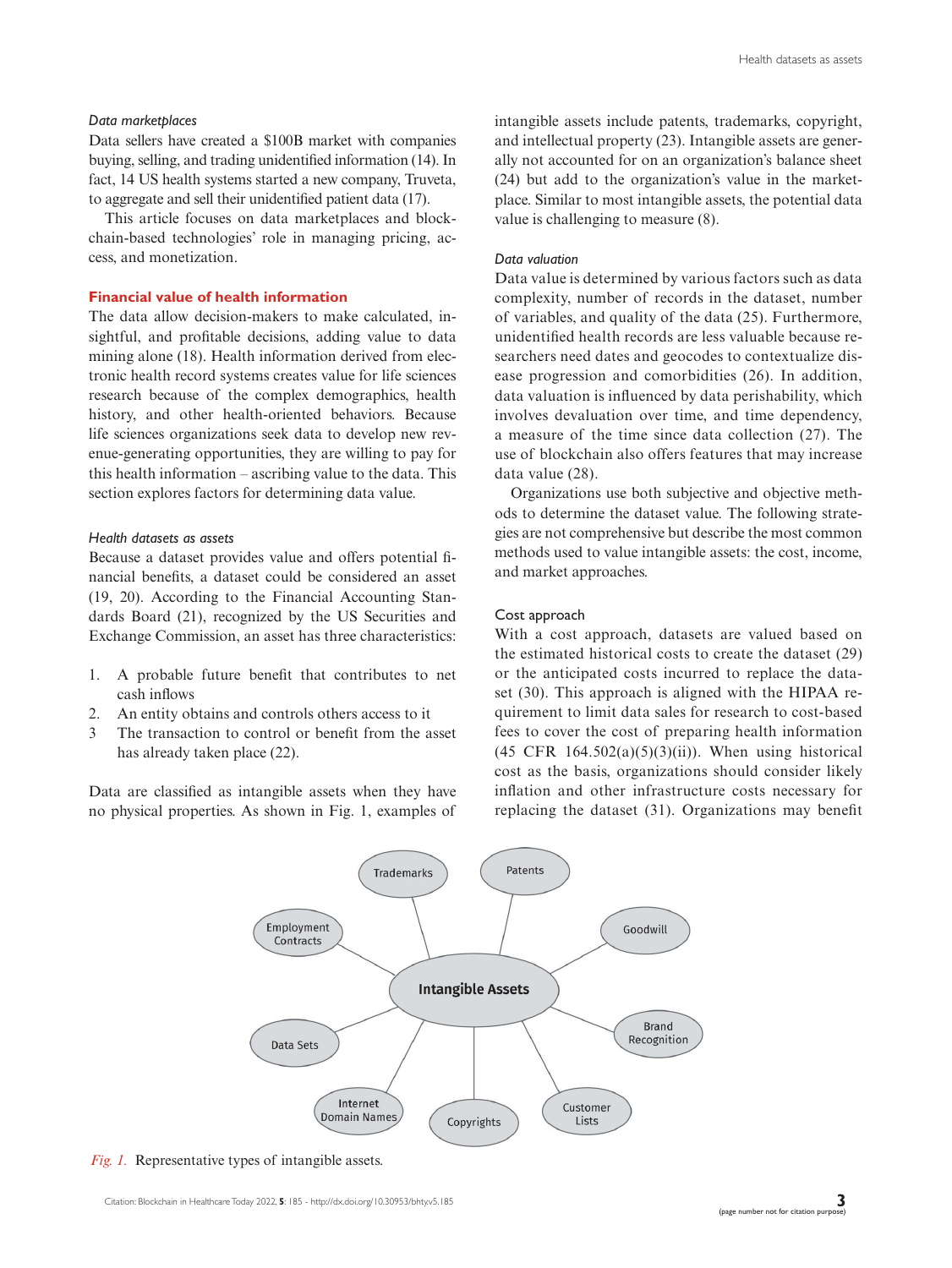### *Data marketplaces*

Data sellers have created a $100B market with companies buying, selling, and trading unidentified information (14). In fact, 14 US health systems started a new company, Truveta, to aggregate and sell their unidentified patient data (17).

This article focuses on data marketplaces and blockchain-based technologies' role in managing pricing, access, and monetization.

## Financial value of health information

The data allow decision-makers to make calculated, insightful, and profitable decisions, adding value to data mining alone (18). Health information derived from electronic health record systems creates value for life sciences research because of the complex demographics, health history, and other health-oriented behaviors. Because life sciences organizations seek data to develop new revenue-generating opportunities, they are willing to pay for this health information – ascribing value to the data. This section explores factors for determining data value.

### *Health datasets as assets*

Because a dataset provides value and offers potential financial benefits, a dataset could be considered an asset (19, 20). According to the Financial Accounting Standards Board (21), recognized by the US Securities and Exchange Commission, an asset has three characteristics:

1. A probable future benefit that contributes to net cash inflows
2. An entity obtains and controls others access to it
3. The transaction to control or benefit from the asset has already taken place (22).

Data are classified as intangible assets when they have no physical properties. As shown in Fig. 1, examples of intangible assets include patents, trademarks, copyright, and intellectual property (23). Intangible assets are generally not accounted for on an organization's balance sheet (24) but add to the organization's value in the marketplace. Similar to most intangible assets, the potential data value is challenging to measure (8).

### *Data valuation*

Data value is determined by various factors such as data complexity, number of records in the dataset, number of variables, and quality of the data (25). Furthermore, unidentified health records are less valuable because researchers need dates and geocodes to contextualize disease progression and comorbidities (26). In addition, data valuation is influenced by data perishability, which involves devaluation over time, and time dependency, a measure of the time since data collection (27). The use of blockchain also offers features that may increase data value (28).

Organizations use both subjective and objective methods to determine the dataset value. The following strategies are not comprehensive but describe the most common methods used to value intangible assets: the cost, income, and market approaches.

#### Cost approach

With a cost approach, datasets are valued based on the estimated historical costs to create the dataset (29) or the anticipated costs incurred to replace the dataset (30). This approach is aligned with the HIPAA requirement to limit data sales for research to cost-based fees to cover the cost of preparing health information (45 CFR 164.502(a)(5)(3)(ii)). When using historical cost as the basis, organizations should consider likely inflation and other infrastructure costs necessary for replacing the dataset (31). Organizations may benefit

*Fig. 1.* Representative types of intangible assets.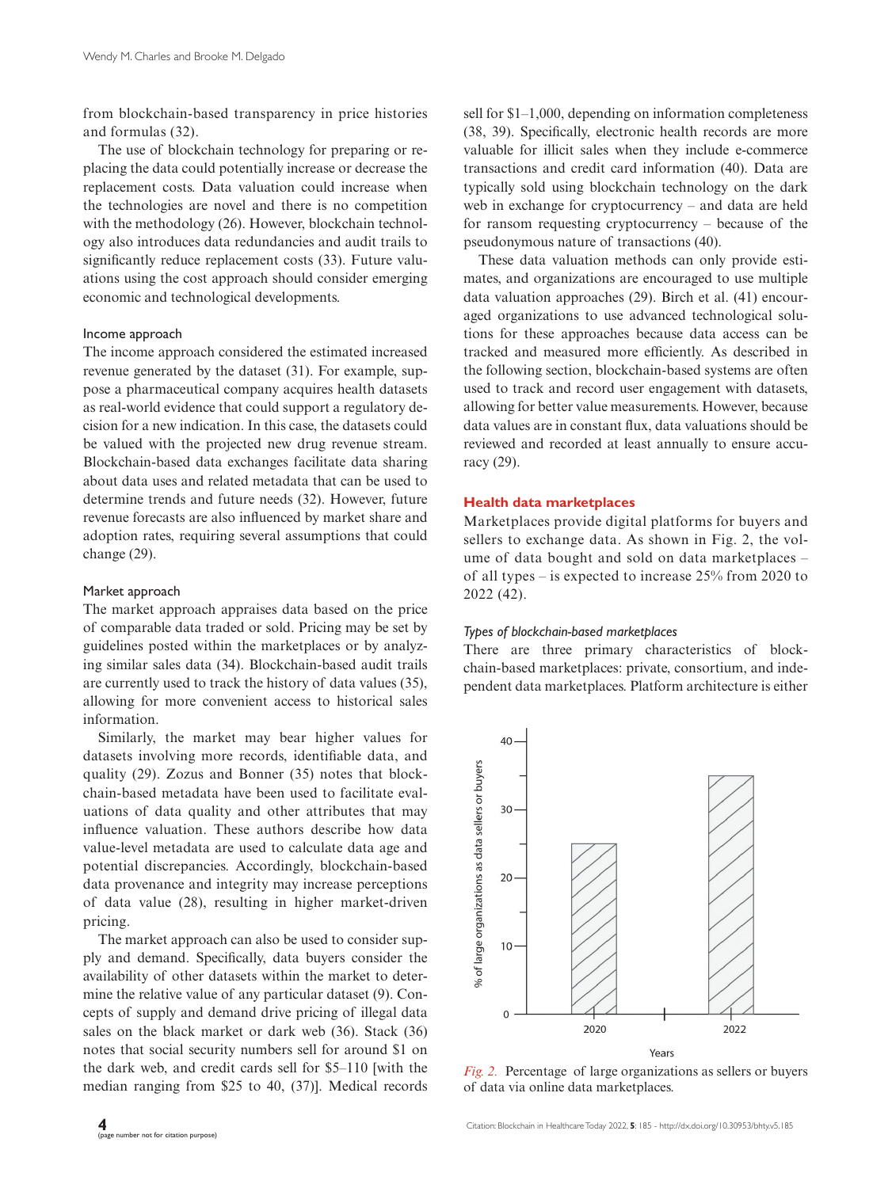from blockchain-based transparency in price histories and formulas (32).

The use of blockchain technology for preparing or replacing the data could potentially increase or decrease the replacement costs. Data valuation could increase when the technologies are novel and there is no competition with the methodology (26). However, blockchain technology also introduces data redundancies and audit trails to significantly reduce replacement costs (33). Future valuations using the cost approach should consider emerging economic and technological developments.

### Income approach

The income approach considered the estimated increased revenue generated by the dataset (31). For example, suppose a pharmaceutical company acquires health datasets as real-world evidence that could support a regulatory decision for a new indication. In this case, the datasets could be valued with the projected new drug revenue stream. Blockchain-based data exchanges facilitate data sharing about data uses and related metadata that can be used to determine trends and future needs (32). However, future revenue forecasts are also influenced by market share and adoption rates, requiring several assumptions that could change (29).

### Market approach

The market approach appraises data based on the price of comparable data traded or sold. Pricing may be set by guidelines posted within the marketplaces or by analyzing similar sales data (34). Blockchain-based audit trails are currently used to track the history of data values (35), allowing for more convenient access to historical sales information.

Similarly, the market may bear higher values for datasets involving more records, identifiable data, and quality (29). Zozus and Bonner (35) notes that blockchain-based metadata have been used to facilitate evaluations of data quality and other attributes that may influence valuation. These authors describe how data value-level metadata are used to calculate data age and potential discrepancies. Accordingly, blockchain-based data provenance and integrity may increase perceptions of data value (28), resulting in higher market-driven pricing.

The market approach can also be used to consider supply and demand. Specifically, data buyers consider the availability of other datasets within the market to determine the relative value of any particular dataset (9). Concepts of supply and demand drive pricing of illegal data sales on the black market or dark web (36). Stack (36) notes that social security numbers sell for around $1 on the dark web, and credit cards sell for $5–110 [with the median ranging from $25 to 40, (37)]. Medical records sell for $1–1,000, depending on information completeness (38, 39). Specifically, electronic health records are more valuable for illicit sales when they include e-commerce transactions and credit card information (40). Data are typically sold using blockchain technology on the dark web in exchange for cryptocurrency – and data are held for ransom requesting cryptocurrency – because of the pseudonymous nature of transactions (40).

These data valuation methods can only provide estimates, and organizations are encouraged to use multiple data valuation approaches (29). Birch et al. (41) encouraged organizations to use advanced technological solutions for these approaches because data access can be tracked and measured more efficiently. As described in the following section, blockchain-based systems are often used to track and record user engagement with datasets, allowing for better value measurements. However, because data values are in constant flux, data valuations should be reviewed and recorded at least annually to ensure accuracy (29).

## Health data marketplaces

Marketplaces provide digital platforms for buyers and sellers to exchange data. As shown in Fig. 2, the volume of data bought and sold on data marketplaces – of all types – is expected to increase 25% from 2020 to 2022 (42).

### *Types of blockchain-based marketplaces*

There are three primary characteristics of blockchain-based marketplaces: private, consortium, and independent data marketplaces. Platform architecture is either

*Fig. 2.* Percentage of large organizations as sellers or buyers of data via online data marketplaces.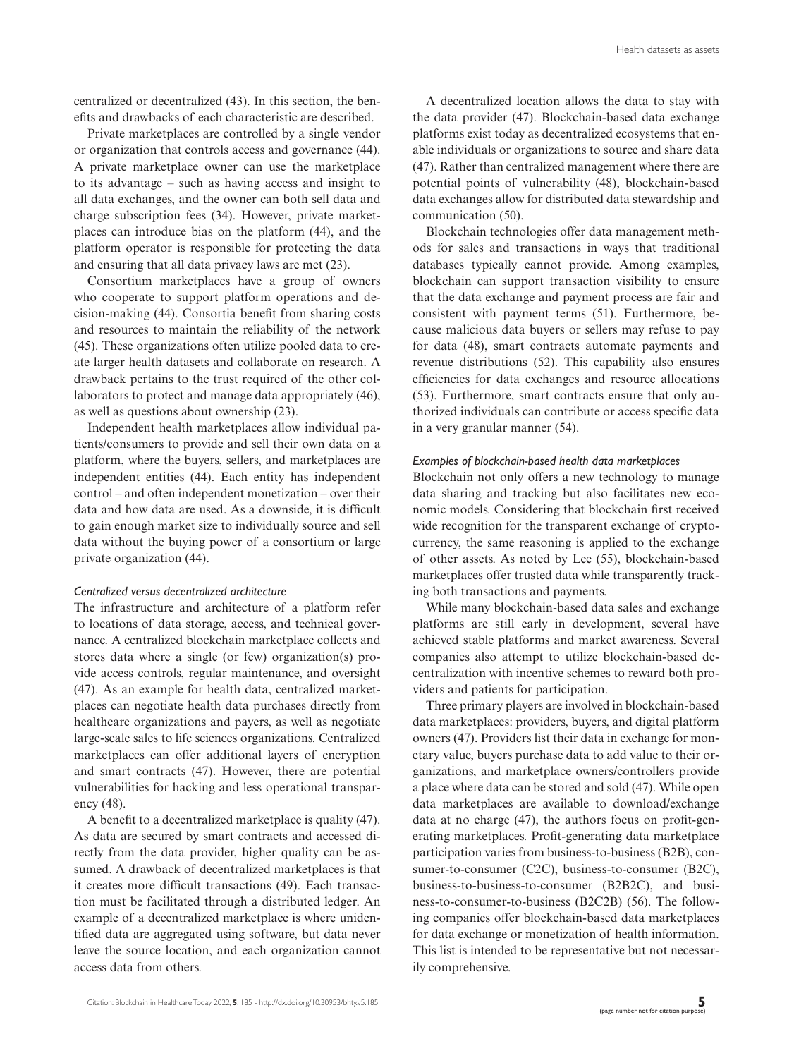centralized or decentralized (43). In this section, the benefits and drawbacks of each characteristic are described.

Private marketplaces are controlled by a single vendor or organization that controls access and governance (44). A private marketplace owner can use the marketplace to its advantage – such as having access and insight to all data exchanges, and the owner can both sell data and charge subscription fees (34). However, private marketplaces can introduce bias on the platform (44), and the platform operator is responsible for protecting the data and ensuring that all data privacy laws are met (23).

Consortium marketplaces have a group of owners who cooperate to support platform operations and decision-making (44). Consortia benefit from sharing costs and resources to maintain the reliability of the network (45). These organizations often utilize pooled data to create larger health datasets and collaborate on research. A drawback pertains to the trust required of the other collaborators to protect and manage data appropriately (46), as well as questions about ownership (23).

Independent health marketplaces allow individual patients/consumers to provide and sell their own data on a platform, where the buyers, sellers, and marketplaces are independent entities (44). Each entity has independent control – and often independent monetization – over their data and how data are used. As a downside, it is difficult to gain enough market size to individually source and sell data without the buying power of a consortium or large private organization (44).

#### *Centralized versus decentralized architecture*

The infrastructure and architecture of a platform refer to locations of data storage, access, and technical governance. A centralized blockchain marketplace collects and stores data where a single (or few) organization(s) provide access controls, regular maintenance, and oversight (47). As an example for health data, centralized marketplaces can negotiate health data purchases directly from healthcare organizations and payers, as well as negotiate large-scale sales to life sciences organizations. Centralized marketplaces can offer additional layers of encryption and smart contracts (47). However, there are potential vulnerabilities for hacking and less operational transparency (48).

A benefit to a decentralized marketplace is quality (47). As data are secured by smart contracts and accessed directly from the data provider, higher quality can be assumed. A drawback of decentralized marketplaces is that it creates more difficult transactions (49). Each transaction must be facilitated through a distributed ledger. An example of a decentralized marketplace is where unidentified data are aggregated using software, but data never leave the source location, and each organization cannot access data from others.

A decentralized location allows the data to stay with the data provider (47). Blockchain-based data exchange platforms exist today as decentralized ecosystems that enable individuals or organizations to source and share data (47). Rather than centralized management where there are potential points of vulnerability (48), blockchain-based data exchanges allow for distributed data stewardship and communication (50).

Blockchain technologies offer data management methods for sales and transactions in ways that traditional databases typically cannot provide. Among examples, blockchain can support transaction visibility to ensure that the data exchange and payment process are fair and consistent with payment terms (51). Furthermore, because malicious data buyers or sellers may refuse to pay for data (48), smart contracts automate payments and revenue distributions (52). This capability also ensures efficiencies for data exchanges and resource allocations (53). Furthermore, smart contracts ensure that only authorized individuals can contribute or access specific data in a very granular manner (54).

#### *Examples of blockchain-based health data marketplaces*

Blockchain not only offers a new technology to manage data sharing and tracking but also facilitates new economic models. Considering that blockchain first received wide recognition for the transparent exchange of cryptocurrency, the same reasoning is applied to the exchange of other assets. As noted by Lee (55), blockchain-based marketplaces offer trusted data while transparently tracking both transactions and payments.

While many blockchain-based data sales and exchange platforms are still early in development, several have achieved stable platforms and market awareness. Several companies also attempt to utilize blockchain-based decentralization with incentive schemes to reward both providers and patients for participation.

Three primary players are involved in blockchain-based data marketplaces: providers, buyers, and digital platform owners (47). Providers list their data in exchange for monetary value, buyers purchase data to add value to their organizations, and marketplace owners/controllers provide a place where data can be stored and sold (47). While open data marketplaces are available to download/exchange data at no charge (47), the authors focus on profit-generating marketplaces. Profit-generating data marketplace participation varies from business-to-business (B2B), consumer-to-consumer (C2C), business-to-consumer (B2C), business-to-business-to-consumer (B2B2C), and business-to-consumer-to-business (B2C2B) (56). The following companies offer blockchain-based data marketplaces for data exchange or monetization of health information. This list is intended to be representative but not necessarily comprehensive.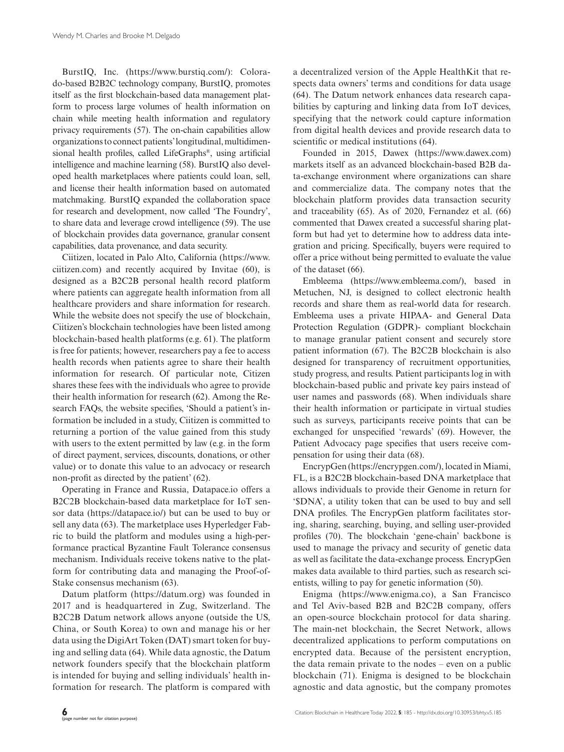BurstIQ, Inc. (https://www.burstiq.com/): Colorado-based B2B2C technology company, BurstIQ, promotes itself as the first blockchain-based data management platform to process large volumes of health information on chain while meeting health information and regulatory privacy requirements (57). The on-chain capabilities allow organizations to connect patients' longitudinal, multidimensional health profiles, called LifeGraphs®, using artificial intelligence and machine learning (58). BurstIQ also developed health marketplaces where patients could loan, sell, and license their health information based on automated matchmaking. BurstIQ expanded the collaboration space for research and development, now called 'The Foundry', to share data and leverage crowd intelligence (59). The use of blockchain provides data governance, granular consent capabilities, data provenance, and data security.

Ciitizen, located in Palo Alto, California (https://www.ciitizen.com) and recently acquired by Invitae (60), is designed as a B2C2B personal health record platform where patients can aggregate health information from all healthcare providers and share information for research. While the website does not specify the use of blockchain, Ciitizen's blockchain technologies have been listed among blockchain-based health platforms (e.g. 61). The platform is free for patients; however, researchers pay a fee to access health records when patients agree to share their health information for research. Of particular note, Citizen shares these fees with the individuals who agree to provide their health information for research (62). Among the Research FAQs, the website specifies, 'Should a patient's information be included in a study, Ciitizen is committed to returning a portion of the value gained from this study with users to the extent permitted by law (e.g. in the form of direct payment, services, discounts, donations, or other value) or to donate this value to an advocacy or research non-profit as directed by the patient' (62).

Operating in France and Russia, Datapace.io offers a B2C2B blockchain-based data marketplace for IoT sensor data (https://datapace.io/) but can be used to buy or sell any data (63). The marketplace uses Hyperledger Fabric to build the platform and modules using a high-performance practical Byzantine Fault Tolerance consensus mechanism. Individuals receive tokens native to the platform for contributing data and managing the Proof-of-Stake consensus mechanism (63).

Datum platform (https://datum.org) was founded in 2017 and is headquartered in Zug, Switzerland. The B2C2B Datum network allows anyone (outside the US, China, or South Korea) to own and manage his or her data using the DigiArt Token (DAT) smart token for buying and selling data (64). While data agnostic, the Datum network founders specify that the blockchain platform is intended for buying and selling individuals' health information for research. The platform is compared with a decentralized version of the Apple HealthKit that respects data owners' terms and conditions for data usage (64). The Datum network enhances data research capabilities by capturing and linking data from IoT devices, specifying that the network could capture information from digital health devices and provide research data to scientific or medical institutions (64).

Founded in 2015, Dawex (https://www.dawex.com) markets itself as an advanced blockchain-based B2B data-exchange environment where organizations can share and commercialize data. The company notes that the blockchain platform provides data transaction security and traceability (65). As of 2020, Fernandez et al. (66) commented that Dawex created a successful sharing platform but had yet to determine how to address data integration and pricing. Specifically, buyers were required to offer a price without being permitted to evaluate the value of the dataset (66).

Embleema (https://www.embleema.com/), based in Metuchen, NJ, is designed to collect electronic health records and share them as real-world data for research. Embleema uses a private HIPAA- and General Data Protection Regulation (GDPR)- compliant blockchain to manage granular patient consent and securely store patient information (67). The B2C2B blockchain is also designed for transparency of recruitment opportunities, study progress, and results. Patient participants log in with blockchain-based public and private key pairs instead of user names and passwords (68). When individuals share their health information or participate in virtual studies such as surveys, participants receive points that can be exchanged for unspecified 'rewards' (69). However, the Patient Advocacy page specifies that users receive compensation for using their data (68).

EncrypGen (https://encrypgen.com/), located in Miami, FL, is a B2C2B blockchain-based DNA marketplace that allows individuals to provide their Genome in return for '$DNA', a utility token that can be used to buy and sell DNA profiles. The EncrypGen platform facilitates storing, sharing, searching, buying, and selling user-provided profiles (70). The blockchain 'gene-chain' backbone is used to manage the privacy and security of genetic data as well as facilitate the data-exchange process. EncrypGen makes data available to third parties, such as research scientists, willing to pay for genetic information (50).

Enigma (https://www.enigma.co), a San Francisco and Tel Aviv-based B2B and B2C2B company, offers an open-source blockchain protocol for data sharing. The main-net blockchain, the Secret Network, allows decentralized applications to perform computations on encrypted data. Because of the persistent encryption, the data remain private to the nodes – even on a public blockchain (71). Enigma is designed to be blockchain agnostic and data agnostic, but the company promotes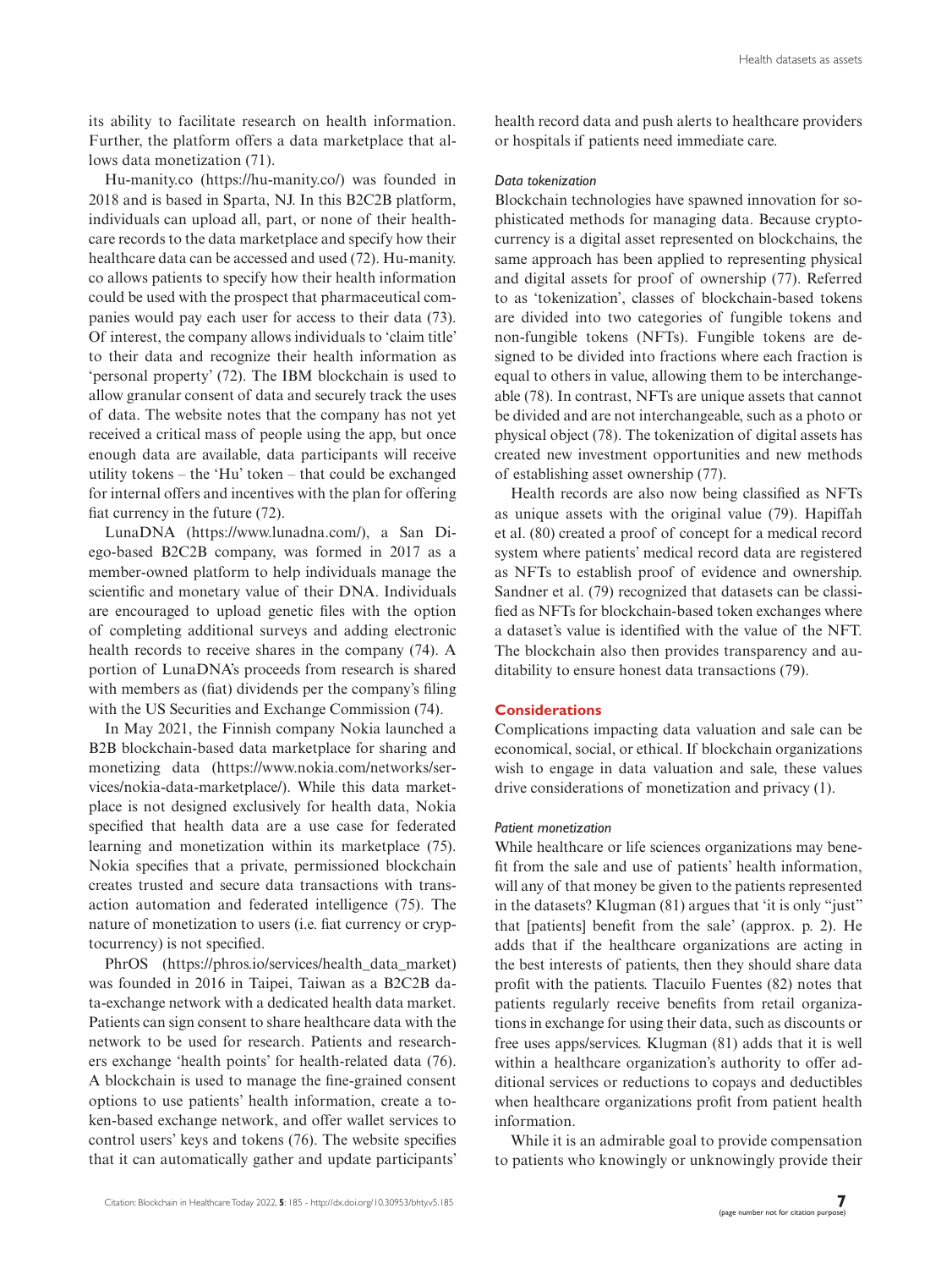its ability to facilitate research on health information. Further, the platform offers a data marketplace that allows data monetization (71).

Hu-manity.co (https://hu-manity.co/) was founded in 2018 and is based in Sparta, NJ. In this B2C2B platform, individuals can upload all, part, or none of their healthcare records to the data marketplace and specify how their healthcare data can be accessed and used (72). Hu-manity.co allows patients to specify how their health information could be used with the prospect that pharmaceutical companies would pay each user for access to their data (73). Of interest, the company allows individuals to 'claim title' to their data and recognize their health information as 'personal property' (72). The IBM blockchain is used to allow granular consent of data and securely track the uses of data. The website notes that the company has not yet received a critical mass of people using the app, but once enough data are available, data participants will receive utility tokens – the 'Hu' token – that could be exchanged for internal offers and incentives with the plan for offering fiat currency in the future (72).

LunaDNA (https://www.lunadna.com/), a San Diego-based B2C2B company, was formed in 2017 as a member-owned platform to help individuals manage the scientific and monetary value of their DNA. Individuals are encouraged to upload genetic files with the option of completing additional surveys and adding electronic health records to receive shares in the company (74). A portion of LunaDNA's proceeds from research is shared with members as (fiat) dividends per the company's filing with the US Securities and Exchange Commission (74).

In May 2021, the Finnish company Nokia launched a B2B blockchain-based data marketplace for sharing and monetizing data (https://www.nokia.com/networks/services/nokia-data-marketplace/). While this data marketplace is not designed exclusively for health data, Nokia specified that health data are a use case for federated learning and monetization within its marketplace (75). Nokia specifies that a private, permissioned blockchain creates trusted and secure data transactions with transaction automation and federated intelligence (75). The nature of monetization to users (i.e. fiat currency or cryptocurrency) is not specified.

PhrOS (https://phros.io/services/health_data_market) was founded in 2016 in Taipei, Taiwan as a B2C2B data-exchange network with a dedicated health data market. Patients can sign consent to share healthcare data with the network to be used for research. Patients and researchers exchange 'health points' for health-related data (76). A blockchain is used to manage the fine-grained consent options to use patients' health information, create a token-based exchange network, and offer wallet services to control users' keys and tokens (76). The website specifies that it can automatically gather and update participants' health record data and push alerts to healthcare providers or hospitals if patients need immediate care.

### *Data tokenization*

Blockchain technologies have spawned innovation for sophisticated methods for managing data. Because cryptocurrency is a digital asset represented on blockchains, the same approach has been applied to representing physical and digital assets for proof of ownership (77). Referred to as 'tokenization', classes of blockchain-based tokens are divided into two categories of fungible tokens and non-fungible tokens (NFTs). Fungible tokens are designed to be divided into fractions where each fraction is equal to others in value, allowing them to be interchangeable (78). In contrast, NFTs are unique assets that cannot be divided and are not interchangeable, such as a photo or physical object (78). The tokenization of digital assets has created new investment opportunities and new methods of establishing asset ownership (77).

Health records are also now being classified as NFTs as unique assets with the original value (79). Hapiffah et al. (80) created a proof of concept for a medical record system where patients' medical record data are registered as NFTs to establish proof of evidence and ownership. Sandner et al. (79) recognized that datasets can be classified as NFTs for blockchain-based token exchanges where a dataset's value is identified with the value of the NFT. The blockchain also then provides transparency and auditability to ensure honest data transactions (79).

## Considerations

Complications impacting data valuation and sale can be economical, social, or ethical. If blockchain organizations wish to engage in data valuation and sale, these values drive considerations of monetization and privacy (1).

### *Patient monetization*

While healthcare or life sciences organizations may benefit from the sale and use of patients' health information, will any of that money be given to the patients represented in the datasets? Klugman (81) argues that 'it is only "just" that [patients] benefit from the sale' (approx. p. 2). He adds that if the healthcare organizations are acting in the best interests of patients, then they should share data profit with the patients. Tlaculo Fuentes (82) notes that patients regularly receive benefits from retail organizations in exchange for using their data, such as discounts or free uses apps/services. Klugman (81) adds that it is well within a healthcare organization's authority to offer additional services or reductions to copays and deductibles when healthcare organizations profit from patient health information.

While it is an admirable goal to provide compensation to patients who knowingly or unknowingly provide their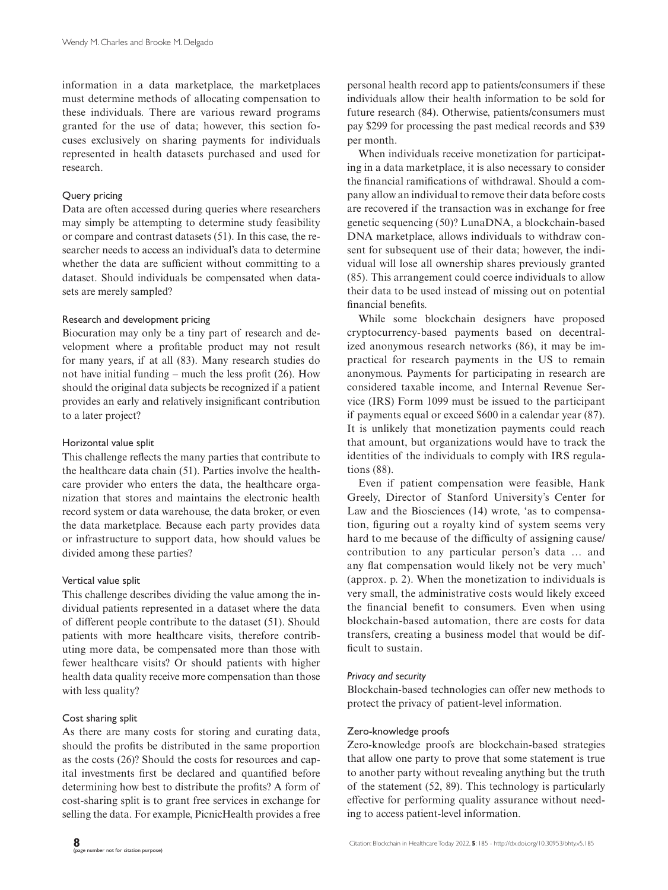information in a data marketplace, the marketplaces must determine methods of allocating compensation to these individuals. There are various reward programs granted for the use of data; however, this section focuses exclusively on sharing payments for individuals represented in health datasets purchased and used for research.

#### Query pricing

Data are often accessed during queries where researchers may simply be attempting to determine study feasibility or compare and contrast datasets (51). In this case, the researcher needs to access an individual's data to determine whether the data are sufficient without committing to a dataset. Should individuals be compensated when datasets are merely sampled?

#### Research and development pricing

Biocuration may only be a tiny part of research and development where a profitable product may not result for many years, if at all (83). Many research studies do not have initial funding – much the less profit (26). How should the original data subjects be recognized if a patient provides an early and relatively insignificant contribution to a later project?

#### Horizontal value split

This challenge reflects the many parties that contribute to the healthcare data chain (51). Parties involve the healthcare provider who enters the data, the healthcare organization that stores and maintains the electronic health record system or data warehouse, the data broker, or even the data marketplace. Because each party provides data or infrastructure to support data, how should values be divided among these parties?

#### Vertical value split

This challenge describes dividing the value among the individual patients represented in a dataset where the data of different people contribute to the dataset (51). Should patients with more healthcare visits, therefore contributing more data, be compensated more than those with fewer healthcare visits? Or should patients with higher health data quality receive more compensation than those with less quality?

#### Cost sharing split

As there are many costs for storing and curating data, should the profits be distributed in the same proportion as the costs (26)? Should the costs for resources and capital investments first be declared and quantified before determining how best to distribute the profits? A form of cost-sharing split is to grant free services in exchange for selling the data. For example, PicnicHealth provides a free personal health record app to patients/consumers if these individuals allow their health information to be sold for future research (84). Otherwise, patients/consumers must pay $299 for processing the past medical records and $39 per month.

When individuals receive monetization for participating in a data marketplace, it is also necessary to consider the financial ramifications of withdrawal. Should a company allow an individual to remove their data before costs are recovered if the transaction was in exchange for free genetic sequencing (50)? LunaDNA, a blockchain-based DNA marketplace, allows individuals to withdraw consent for subsequent use of their data; however, the individual will lose all ownership shares previously granted (85). This arrangement could coerce individuals to allow their data to be used instead of missing out on potential financial benefits.

While some blockchain designers have proposed cryptocurrency-based payments based on decentralized anonymous research networks (86), it may be impractical for research payments in the US to remain anonymous. Payments for participating in research are considered taxable income, and Internal Revenue Service (IRS) Form 1099 must be issued to the participant if payments equal or exceed $600 in a calendar year (87). It is unlikely that monetization payments could reach that amount, but organizations would have to track the identities of the individuals to comply with IRS regulations (88).

Even if patient compensation were feasible, Hank Greely, Director of Stanford University's Center for Law and the Biosciences (14) wrote, 'as to compensation, figuring out a royalty kind of system seems very hard to me because of the difficulty of assigning cause/contribution to any particular person's data … and any flat compensation would likely not be very much' (approx. p. 2). When the monetization to individuals is very small, the administrative costs would likely exceed the financial benefit to consumers. Even when using blockchain-based automation, there are costs for data transfers, creating a business model that would be difficult to sustain.

### *Privacy and security*

Blockchain-based technologies can offer new methods to protect the privacy of patient-level information.

#### Zero-knowledge proofs

Zero-knowledge proofs are blockchain-based strategies that allow one party to prove that some statement is true to another party without revealing anything but the truth of the statement (52, 89). This technology is particularly effective for performing quality assurance without needing to access patient-level information.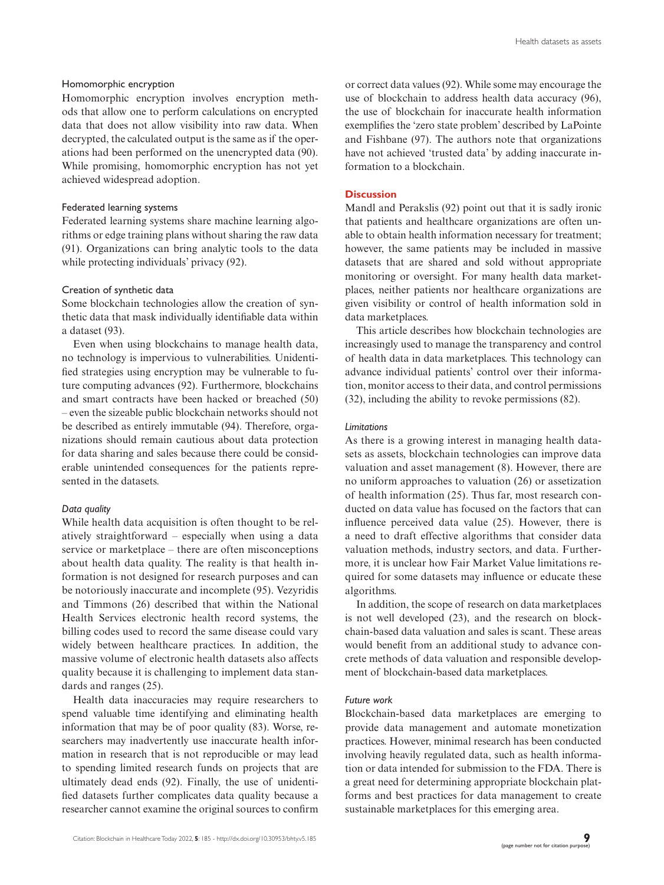#### Homomorphic encryption

Homomorphic encryption involves encryption methods that allow one to perform calculations on encrypted data that does not allow visibility into raw data. When decrypted, the calculated output is the same as if the operations had been performed on the unencrypted data (90). While promising, homomorphic encryption has not yet achieved widespread adoption.

#### Federated learning systems

Federated learning systems share machine learning algorithms or edge training plans without sharing the raw data (91). Organizations can bring analytic tools to the data while protecting individuals' privacy (92).

#### Creation of synthetic data

Some blockchain technologies allow the creation of synthetic data that mask individually identifiable data within a dataset (93).

Even when using blockchains to manage health data, no technology is impervious to vulnerabilities. Unidentified strategies using encryption may be vulnerable to future computing advances (92). Furthermore, blockchains and smart contracts have been hacked or breached (50) – even the sizeable public blockchain networks should not be described as entirely immutable (94). Therefore, organizations should remain cautious about data protection for data sharing and sales because there could be considerable unintended consequences for the patients represented in the datasets.

### *Data quality*

While health data acquisition is often thought to be relatively straightforward – especially when using a data service or marketplace – there are often misconceptions about health data quality. The reality is that health information is not designed for research purposes and can be notoriously inaccurate and incomplete (95). Vezyridis and Timmons (26) described that within the National Health Services electronic health record systems, the billing codes used to record the same disease could vary widely between healthcare practices. In addition, the massive volume of electronic health datasets also affects quality because it is challenging to implement data standards and ranges (25).

Health data inaccuracies may require researchers to spend valuable time identifying and eliminating health information that may be of poor quality (83). Worse, researchers may inadvertently use inaccurate health information in research that is not reproducible or may lead to spending limited research funds on projects that are ultimately dead ends (92). Finally, the use of unidentified datasets further complicates data quality because a researcher cannot examine the original sources to confirm or correct data values (92). While some may encourage the use of blockchain to address health data accuracy (96), the use of blockchain for inaccurate health information exemplifies the 'zero state problem' described by LaPointe and Fishbane (97). The authors note that organizations have not achieved 'trusted data' by adding inaccurate information to a blockchain.

## **Discussion**

Mandl and Perakslis (92) point out that it is sadly ironic that patients and healthcare organizations are often unable to obtain health information necessary for treatment; however, the same patients may be included in massive datasets that are shared and sold without appropriate monitoring or oversight. For many health data marketplaces, neither patients nor healthcare organizations are given visibility or control of health information sold in data marketplaces.

This article describes how blockchain technologies are increasingly used to manage the transparency and control of health data in data marketplaces. This technology can advance individual patients' control over their information, monitor access to their data, and control permissions (32), including the ability to revoke permissions (82).

### *Limitations*

As there is a growing interest in managing health datasets as assets, blockchain technologies can improve data valuation and asset management (8). However, there are no uniform approaches to valuation (26) or assetization of health information (25). Thus far, most research conducted on data value has focused on the factors that can influence perceived data value (25). However, there is a need to draft effective algorithms that consider data valuation methods, industry sectors, and data. Furthermore, it is unclear how Fair Market Value limitations required for some datasets may influence or educate these algorithms.

In addition, the scope of research on data marketplaces is not well developed (23), and the research on blockchain-based data valuation and sales is scant. These areas would benefit from an additional study to advance concrete methods of data valuation and responsible development of blockchain-based data marketplaces.

### *Future work*

Blockchain-based data marketplaces are emerging to provide data management and automate monetization practices. However, minimal research has been conducted involving heavily regulated data, such as health information or data intended for submission to the FDA. There is a great need for determining appropriate blockchain platforms and best practices for data management to create sustainable marketplaces for this emerging area.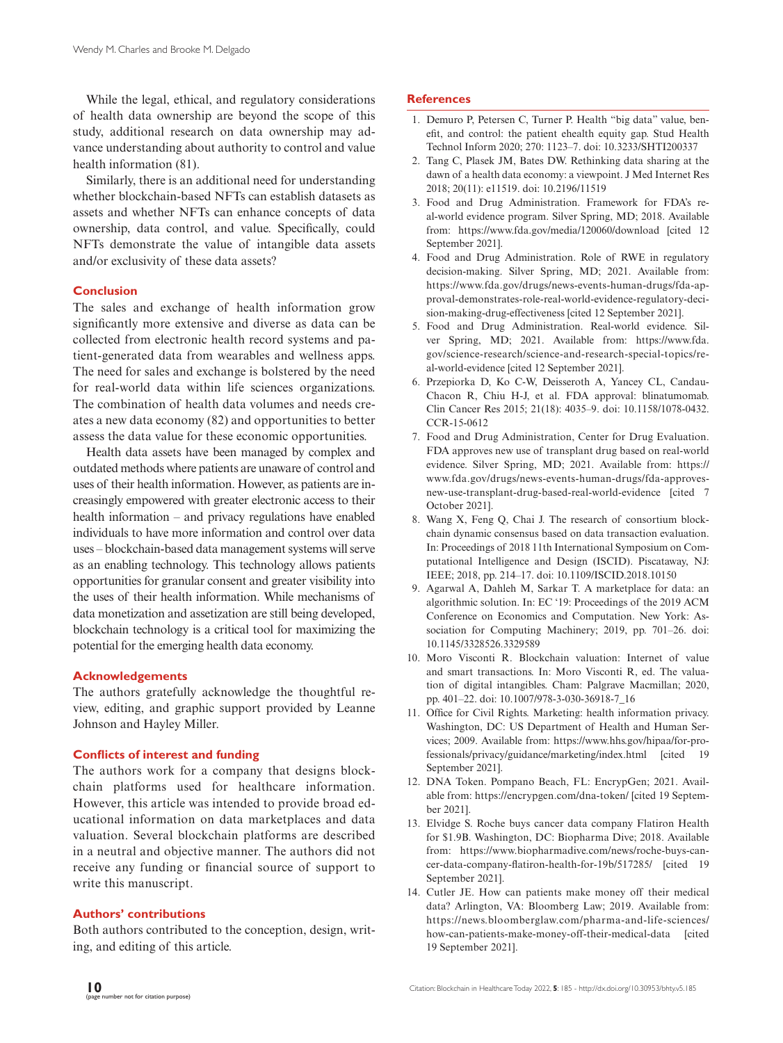While the legal, ethical, and regulatory considerations of health data ownership are beyond the scope of this study, additional research on data ownership may advance understanding about authority to control and value health information (81).

Similarly, there is an additional need for understanding whether blockchain-based NFTs can establish datasets as assets and whether NFTs can enhance concepts of data ownership, data control, and value. Specifically, could NFTs demonstrate the value of intangible data assets and/or exclusivity of these data assets?

## Conclusion

The sales and exchange of health information grow significantly more extensive and diverse as data can be collected from electronic health record systems and patient-generated data from wearables and wellness apps. The need for sales and exchange is bolstered by the need for real-world data within life sciences organizations. The combination of health data volumes and needs creates a new data economy (82) and opportunities to better assess the data value for these economic opportunities.

Health data assets have been managed by complex and outdated methods where patients are unaware of control and uses of their health information. However, as patients are increasingly empowered with greater electronic access to their health information – and privacy regulations have enabled individuals to have more information and control over data uses – blockchain-based data management systems will serve as an enabling technology. This technology allows patients opportunities for granular consent and greater visibility into the uses of their health information. While mechanisms of data monetization and assetization are still being developed, blockchain technology is a critical tool for maximizing the potential for the emerging health data economy.

## Acknowledgements

The authors gratefully acknowledge the thoughtful review, editing, and graphic support provided by Leanne Johnson and Hayley Miller.

## Conflicts of interest and funding

The authors work for a company that designs blockchain platforms used for healthcare information. However, this article was intended to provide broad educational information on data marketplaces and data valuation. Several blockchain platforms are described in a neutral and objective manner. The authors did not receive any funding or financial source of support to write this manuscript.

## Authors' contributions

Both authors contributed to the conception, design, writing, and editing of this article.

## References

1. Demuro P, Petersen C, Turner P. Health "big data" value, benefit, and control: the patient ehealth equity gap. Stud Health Technol Inform 2020; 270: 1123–7. doi: 10.3233/SHTI200337
2. Tang C, Plasek JM, Bates DW. Rethinking data sharing at the dawn of a health data economy: a viewpoint. J Med Internet Res 2018; 20(11): e11519. doi: 10.2196/11519
3. Food and Drug Administration. Framework for FDA's real-world evidence program. Silver Spring, MD; 2018. Available from: https://www.fda.gov/media/120060/download [cited 12 September 2021].
4. Food and Drug Administration. Role of RWE in regulatory decision-making. Silver Spring, MD; 2021. Available from: https://www.fda.gov/drugs/news-events-human-drugs/fda-approval-demonstrates-role-real-world-evidence-regulatory-decision-making-drug-effectiveness [cited 12 September 2021].
5. Food and Drug Administration. Real-world evidence. Silver Spring, MD; 2021. Available from: https://www.fda.gov/science-research/science-and-research-special-topics/real-world-evidence [cited 12 September 2021].
6. Przepiorka D, Ko C-W, Deisseroth A, Yancey CL, Candau-Chacon R, Chiu H-J, et al. FDA approval: blinatumomab. Clin Cancer Res 2015; 21(18): 4035–9. doi: 10.1158/1078-0432.CCR-15-0612
7. Food and Drug Administration, Center for Drug Evaluation. FDA approves new use of transplant drug based on real-world evidence. Silver Spring, MD; 2021. Available from: https://www.fda.gov/drugs/news-events-human-drugs/fda-approves-new-use-transplant-drug-based-real-world-evidence [cited 7 October 2021].
8. Wang X, Feng Q, Chai J. The research of consortium blockchain dynamic consensus based on data transaction evaluation. In: Proceedings of 2018 11th International Symposium on Computational Intelligence and Design (ISCID). Piscataway, NJ: IEEE; 2018, pp. 214–17. doi: 10.1109/ISCID.2018.10150
9. Agarwal A, Dahleh M, Sarkar T. A marketplace for data: an algorithmic solution. In: EC '19: Proceedings of the 2019 ACM Conference on Economics and Computation. New York: Association for Computing Machinery; 2019, pp. 701–26. doi: 10.1145/3328526.3329589
10. Moro Visconti R. Blockchain valuation: Internet of value and smart transactions. In: Moro Visconti R, ed. The valuation of digital intangibles. Cham: Palgrave Macmillan; 2020, pp. 401–22. doi: 10.1007/978-3-030-36918-7_16
11. Office for Civil Rights. Marketing: health information privacy. Washington, DC: US Department of Health and Human Services; 2009. Available from: https://www.hhs.gov/hipaa/for-professionals/privacy/guidance/marketing/index.html [cited 19 September 2021].
12. DNA Token. Pompano Beach, FL: EncrypGen; 2021. Available from: https://encrypgen.com/dna-token/ [cited 19 September 2021].
13. Elvidge S. Roche buys cancer data company Flatiron Health for $1.9B. Washington, DC: Biopharma Dive; 2018. Available from: https://www.biopharmadive.com/news/roche-buys-cancer-data-company-flatiron-health-for-19b/517285/ [cited 19 September 2021].
14. Cutler JE. How can patients make money off their medical data? Arlington, VA: Bloomberg Law; 2019. Available from: https://news.bloomberglaw.com/pharma-and-life-sciences/how-can-patients-make-money-off-their-medical-data [cited 19 September 2021].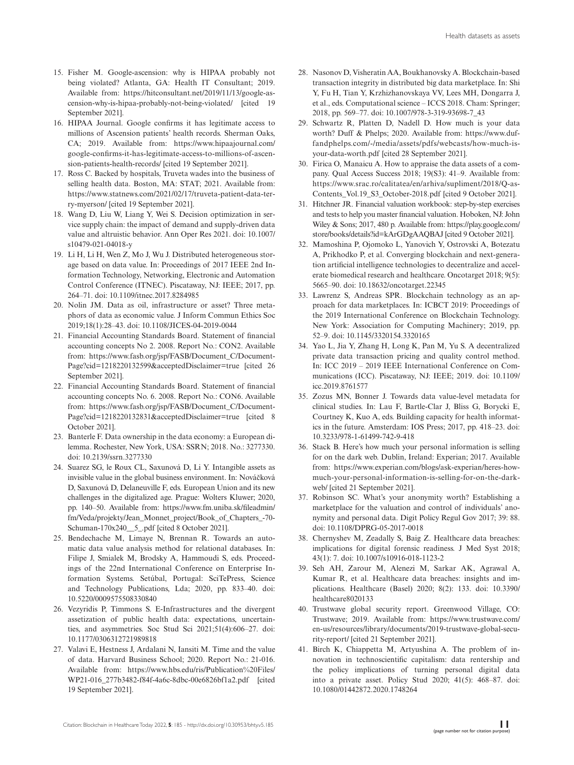15. Fisher M. Google-ascension: why is HIPAA probably not being violated? Atlanta, GA: Health IT Consultant; 2019. Available from: https://hitconsultant.net/2019/11/13/google-ascension-why-is-hipaa-probably-not-being-violated/ [cited 19 September 2021].
16. HIPAA Journal. Google confirms it has legitimate access to millions of Ascension patients' health records. Sherman Oaks, CA; 2019. Available from: https://www.hipaajournal.com/google-confirms-it-has-legitimate-access-to-millions-of-ascension-patients-health-records/ [cited 19 September 2021].
17. Ross C. Backed by hospitals, Truveta wades into the business of selling health data. Boston, MA: STAT; 2021. Available from: https://www.statnews.com/2021/02/17/truveta-patient-data-terry-myerson/ [cited 19 September 2021].
18. Wang D, Liu W, Liang Y, Wei S. Decision optimization in service supply chain: the impact of demand and supply-driven data value and altruistic behavior. Ann Oper Res 2021. doi: 10.1007/s10479-021-04018-y
19. Li H, Li H, Wen Z, Mo J, Wu J. Distributed heterogeneous storage based on data value. In: Proceedings of 2017 IEEE 2nd Information Technology, Networking, Electronic and Automation Control Conference (ITNEC). Piscataway, NJ: IEEE; 2017, pp. 264–71. doi: 10.1109/itnec.2017.8284985
20. Nolin JM. Data as oil, infrastructure or asset? Three metaphors of data as economic value. J Inform Commun Ethics Soc 2019;18(1):28–43. doi: 10.1108/JICES-04-2019-0044
21. Financial Accounting Standards Board. Statement of financial accounting concepts No 2. 2008. Report No.: CON2. Available from: https://www.fasb.org/jsp/FASB/Document_C/DocumentPage?cid=1218220132599&acceptedDisclaimer=true [cited 26 September 2021].
22. Financial Accounting Standards Board. Statement of financial accounting concepts No. 6. 2008. Report No.: CON6. Available from: https://www.fasb.org/jsp/FASB/Document_C/DocumentPage?cid=1218220132831&acceptedDisclaimer=true [cited 8 October 2021].
23. Banterle F. Data ownership in the data economy: a European dilemma. Rochester, New York, USA: SSRN; 2018. No.: 3277330. doi: 10.2139/ssrn.3277330
24. Suarez SG, le Roux CL, Saxunová D, Li Y. Intangible assets as invisible value in the global business environment. In: Nováčková D, Saxunová D, Delaneuville F, eds. European Union and its new challenges in the digitalized age. Prague: Wolters Kluwer; 2020, pp. 140–50. Available from: https://www.fm.uniba.sk/fileadmin/fm/Veda/projekty/Jean_Monnet_project/Book_of_Chapters_-70-Schuman-170x240__5_.pdf [cited 8 October 2021].
25. Bendechache M, Limaye N, Brennan R. Towards an automatic data value analysis method for relational databases. In: Filipe J, Smialek M, Brodsky A, Hammoudi S, eds. Proceedings of the 22nd International Conference on Enterprise Information Systems. Setúbal, Portugal: SciTePress, Science and Technology Publications, Lda; 2020, pp. 833–40. doi: 10.5220/0009575508330840
26. Vezyridis P, Timmons S. E-Infrastructures and the divergent assetization of public health data: expectations, uncertainties, and asymmetries. Soc Stud Sci 2021;51(4):606–27. doi: 10.1177/0306312721989818
27. Valavi E, Hestness J, Ardalani N, Iansiti M. Time and the value of data. Harvard Business School; 2020. Report No.: 21-016. Available from: https://www.hbs.edu/ris/Publication%20Files/WP21-016_277b3482-f84f-4a6c-8dbc-00e6826bf1a2.pdf [cited 19 September 2021].
28. Nasonov D, Visheratin AA, Boukhanovsky A. Blockchain-based transaction integrity in distributed big data marketplace. In: Shi Y, Fu H, Tian Y, Krzhizhanovskaya VV, Lees MH, Dongarra J, et al., eds. Computational science – ICCS 2018. Cham: Springer; 2018, pp. 569–77. doi: 10.1007/978-3-319-93698-7_43
29. Schwartz R, Platten D, Nadell D. How much is your data worth? Duff & Phelps; 2020. Available from: https://www.duffandphelps.com/-/media/assets/pdfs/webcasts/how-much-is-your-data-worth.pdf [cited 28 September 2021].
30. Firica O, Manaicu A. How to appraise the data assets of a company. Qual Access Success 2018; 19(S3): 41–9. Available from: https://www.srac.ro/calitatea/en/arhiva/supliment/2018/Q-as-Contents_Vol.19_S3_October-2018.pdf [cited 9 October 2021].
31. Hitchner JR. Financial valuation workbook: step-by-step exercises and tests to help you master financial valuation. Hoboken, NJ: John Wiley & Sons; 2017, 480 p. Available from: https://play.google.com/store/books/details?id=kArGDgAAQBAJ [cited 9 October 2021].
32. Mamoshina P, Ojomoko L, Yanovich Y, Ostrovski A, Botezatu A, Prikhodko P, et al. Converging blockchain and next-generation artificial intelligence technologies to decentralize and accelerate biomedical research and healthcare. Oncotarget 2018; 9(5): 5665–90. doi: 10.18632/oncotarget.22345
33. Lawrenz S, Andreas SPR. Blockchain technology as an approach for data marketplaces. In: ICBCT 2019: Proceedings of the 2019 International Conference on Blockchain Technology. New York: Association for Computing Machinery; 2019, pp. 52–9. doi: 10.1145/3320154.3320165
34. Yao L, Jia Y, Zhang H, Long K, Pan M, Yu S. A decentralized private data transaction pricing and quality control method. In: ICC 2019 – 2019 IEEE International Conference on Communications (ICC). Piscataway, NJ: IEEE; 2019. doi: 10.1109/icc.2019.8761577
35. Zozus MN, Bonner J. Towards data value-level metadata for clinical studies. In: Lau F, Bartle-Clar J, Bliss G, Borycki E, Courtney K, Kuo A, eds. Building capacity for health informatics in the future. Amsterdam: IOS Press; 2017, pp. 418–23. doi: 10.3233/978-1-61499-742-9-418
36. Stack B. Here's how much your personal information is selling for on the dark web. Dublin, Ireland: Experian; 2017. Available from: https://www.experian.com/blogs/ask-experian/heres-how-much-your-personal-information-is-selling-for-on-the-dark-web/ [cited 21 September 2021].
37. Robinson SC. What's your anonymity worth? Establishing a marketplace for the valuation and control of individuals' anonymity and personal data. Digit Policy Regul Gov 2017; 39: 88. doi: 10.1108/DPRG-05-2017-0018
38. Chernyshev M, Zeadally S, Baig Z. Healthcare data breaches: implications for digital forensic readiness. J Med Syst 2018; 43(1): 7. doi: 10.1007/s10916-018-1123-2
39. Seh AH, Zarour M, Alenezi M, Sarkar AK, Agrawal A, Kumar R, et al. Healthcare data breaches: insights and implications. Healthcare (Basel) 2020; 8(2): 133. doi: 10.3390/healthcare8020133
40. Trustwave global security report. Greenwood Village, CO: Trustwave; 2019. Available from: https://www.trustwave.com/en-us/resources/library/documents/2019-trustwave-global-security-report/ [cited 21 September 2021].
41. Birch K, Chiappetta M, Artyushina A. The problem of innovation in technoscientific capitalism: data rentership and the policy implications of turning personal digital data into a private asset. Policy Stud 2020; 41(5): 468–87. doi: 10.1080/01442872.2020.1748264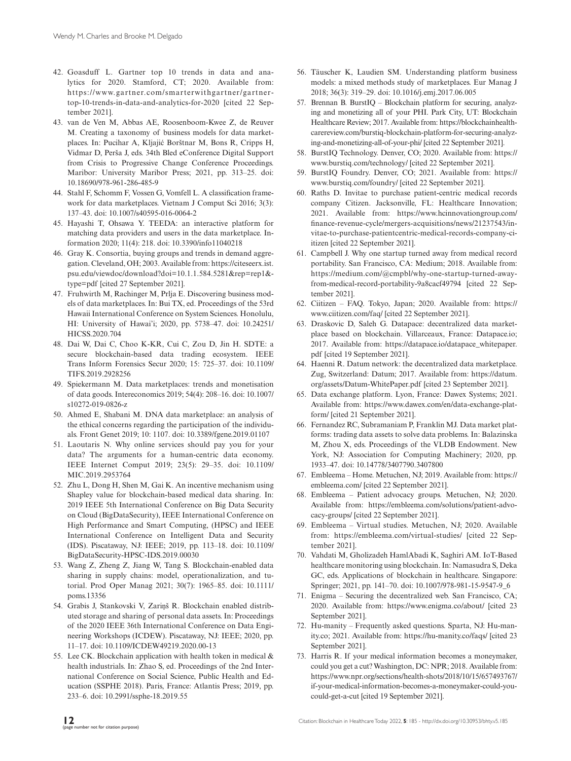42. Goasduff L. Gartner top 10 trends in data and analytics for 2020. Stamford, CT; 2020. Available from: https://www.gartner.com/smarterwithgartner/gartner-top-10-trends-in-data-and-analytics-for-2020 [cited 22 September 2021].
43. van de Ven M, Abbas AE, Roosenboom-Kwee Z, de Reuver M. Creating a taxonomy of business models for data marketplaces. In: Pucihar A, Kljajić Borštnar M, Bons R, Cripps H, Vidmar D, Perša J, eds. 34th Bled eConference Digital Support from Crisis to Progressive Change Conference Proceedings. Maribor: University Maribor Press; 2021, pp. 313–25. doi: 10.18690/978-961-286-485-9
44. Stahl F, Schomm F, Vossen G, Vomfell L. A classification framework for data marketplaces. Vietnam J Comput Sci 2016; 3(3): 137–43. doi: 10.1007/s40595-016-0064-2
45. Hayashi T, Ohsawa Y. TEEDA: an interactive platform for matching data providers and users in the data marketplace. Information 2020; 11(4): 218. doi: 10.3390/info11040218
46. Gray K. Consortia, buying groups and trends in demand aggregation. Cleveland, OH; 2003. Available from: https://citeseerx.ist.psu.edu/viewdoc/download?doi=10.1.1.584.5281&rep=rep1&type=pdf [cited 27 September 2021].
47. Fruhwirth M, Rachinger M, Prlja E. Discovering business models of data marketplaces. In: Bui TX, ed. Proceedings of the 53rd Hawaii International Conference on System Sciences. Honolulu, HI: University of Hawai'i; 2020, pp. 5738–47. doi: 10.24251/HICSS.2020.704
48. Dai W, Dai C, Choo K-KR, Cui C, Zou D, Jin H. SDTE: a secure blockchain-based data trading ecosystem. IEEE Trans Inform Forensics Secur 2020; 15: 725–37. doi: 10.1109/TIFS.2019.2928256
49. Spiekermann M. Data marketplaces: trends and monetisation of data goods. Intereconomics 2019; 54(4): 208–16. doi: 10.1007/s10272-019-0826-z
50. Ahmed E, Shabani M. DNA data marketplace: an analysis of the ethical concerns regarding the participation of the individuals. Front Genet 2019; 10: 1107. doi: 10.3389/fgene.2019.01107
51. Laoutaris N. Why online services should pay you for your data? The arguments for a human-centric data economy. IEEE Internet Comput 2019; 23(5): 29–35. doi: 10.1109/MIC.2019.2953764
52. Zhu L, Dong H, Shen M, Gai K. An incentive mechanism using Shapley value for blockchain-based medical data sharing. In: 2019 IEEE 5th International Conference on Big Data Security on Cloud (BigDataSecurity), IEEE International Conference on High Performance and Smart Computing, (HPSC) and IEEE International Conference on Intelligent Data and Security (IDS). Piscataway, NJ: IEEE; 2019, pp. 113–18. doi: 10.1109/BigDataSecurity-HPSC-IDS.2019.00030
53. Wang Z, Zheng Z, Jiang W, Tang S. Blockchain-enabled data sharing in supply chains: model, operationalization, and tutorial. Prod Oper Manag 2021; 30(7): 1965–85. doi: 10.1111/poms.13356
54. Grabis J, Stankovski V, Zariņš R. Blockchain enabled distributed storage and sharing of personal data assets. In: Proceedings of the 2020 IEEE 36th International Conference on Data Engineering Workshops (ICDEW). Piscataway, NJ: IEEE; 2020, pp. 11–17. doi: 10.1109/ICDEW49219.2020.00-13
55. Lee CK. Blockchain application with health token in medical & health industrials. In: Zhao S, ed. Proceedings of the 2nd International Conference on Social Science, Public Health and Education (SSPHE 2018). Paris, France: Atlantis Press; 2019, pp. 233–6. doi: 10.2991/ssphe-18.2019.55
56. Täuscher K, Laudien SM. Understanding platform business models: a mixed methods study of marketplaces. Eur Manag J 2018; 36(3): 319–29. doi: 10.1016/j.emj.2017.06.005
57. Brennan B. BurstIQ – Blockchain platform for securing, analyzing and monetizing all of your PHI. Park City, UT: Blockchain Healthcare Review; 2017. Available from: https://blockchainhealthcarereview.com/burstiq-blockchain-platform-for-securing-analyzing-and-monetizing-all-of-your-phi/ [cited 22 September 2021].
58. BurstIQ Technology. Denver, CO; 2020. Available from: https://www.burstiq.com/technology/ [cited 22 September 2021].
59. BurstIQ Foundry. Denver, CO; 2021. Available from: https://www.burstiq.com/foundry/ [cited 22 September 2021].
60. Raths D. Invitae to purchase patient-centric medical records company Citizen. Jacksonville, FL: Healthcare Innovation; 2021. Available from: https://www.hcinnovationgroup.com/finance-revenue-cycle/mergers-acquisitions/news/21237543/invitae-to-purchase-patientcentric-medical-records-company-ciitizen [cited 22 September 2021].
61. Campbell J. Why one startup turned away from medical record portability. San Francisco, CA: Medium; 2018. Available from: https://medium.com/@cmpbl/why-one-startup-turned-away-from-medical-record-portability-9a8cacf49794 [cited 22 September 2021].
62. Ciitizen – FAQ. Tokyo, Japan; 2020. Available from: https://www.ciitizen.com/faq/ [cited 22 September 2021].
63. Draskovic D, Saleh G. Datapace: decentralized data marketplace based on blockchain. Villarceaux, France: Datapace.io; 2017. Available from: https://datapace.io/datapace_whitepaper.pdf [cited 19 September 2021].
64. Haenni R. Datum network: the decentralized data marketplace. Zug, Switzerland: Datum; 2017. Available from: https://datum.org/assets/Datum-WhitePaper.pdf [cited 23 September 2021].
65. Data exchange platform. Lyon, France: Dawex Systems; 2021. Available from: https://www.dawex.com/en/data-exchange-platform/ [cited 21 September 2021].
66. Fernandez RC, Subramaniam P, Franklin MJ. Data market platforms: trading data assets to solve data problems. In: Balazinska M, Zhou X, eds. Proceedings of the VLDB Endowment. New York, NJ: Association for Computing Machinery; 2020, pp. 1933–47. doi: 10.14778/3407790.3407800
67. Embleema – Home. Metuchen, NJ; 2019. Available from: https://embleema.com/ [cited 22 September 2021].
68. Embleema – Patient advocacy groups. Metuchen, NJ; 2020. Available from: https://embleema.com/solutions/patient-advocacy-groups/ [cited 22 September 2021].
69. Embleema – Virtual studies. Metuchen, NJ; 2020. Available from: https://embleema.com/virtual-studies/ [cited 22 September 2021].
70. Vahdati M, Gholizadeh HamlAbadi K, Saghiri AM. IoT-Based healthcare monitoring using blockchain. In: Namasudra S, Deka GC, eds. Applications of blockchain in healthcare. Singapore: Springer; 2021, pp. 141–70. doi: 10.1007/978-981-15-9547-9_6
71. Enigma – Securing the decentralized web. San Francisco, CA; 2020. Available from: https://www.enigma.co/about/ [cited 23 September 2021].
72. Hu-manity – Frequently asked questions. Sparta, NJ: Hu-manity.co; 2021. Available from: https://hu-manity.co/faqs/ [cited 23 September 2021].
73. Harris R. If your medical information becomes a moneymaker, could you get a cut? Washington, DC: NPR; 2018. Available from: https://www.npr.org/sections/health-shots/2018/10/15/657493767/if-your-medical-information-becomes-a-moneymaker-could-you-could-get-a-cut [cited 19 September 2021].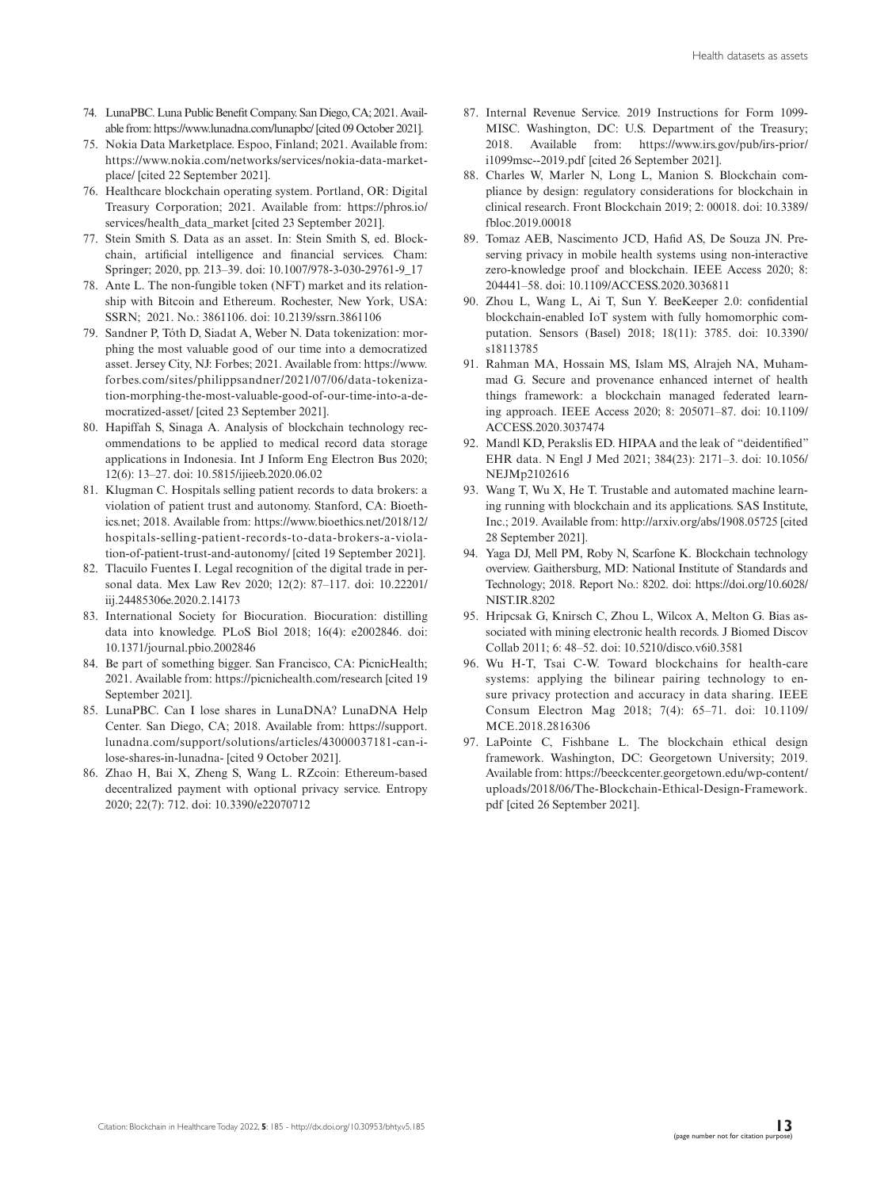74. LunaPBC. Luna Public Benefit Company. San Diego, CA; 2021. Available from: https://www.lunadna.com/lunapbc/ [cited 09 October 2021].
75. Nokia Data Marketplace. Espoo, Finland; 2021. Available from: https://www.nokia.com/networks/services/nokia-data-marketplace/ [cited 22 September 2021].
76. Healthcare blockchain operating system. Portland, OR: Digital Treasury Corporation; 2021. Available from: https://phros.io/services/health_data_market [cited 23 September 2021].
77. Stein Smith S. Data as an asset. In: Stein Smith S, ed. Blockchain, artificial intelligence and financial services. Cham: Springer; 2020, pp. 213–39. doi: 10.1007/978-3-030-29761-9_17
78. Ante L. The non-fungible token (NFT) market and its relationship with Bitcoin and Ethereum. Rochester, New York, USA: SSRN; 2021. No.: 3861106. doi: 10.2139/ssrn.3861106
79. Sandner P, Tóth D, Siadat A, Weber N. Data tokenization: morphing the most valuable good of our time into a democratized asset. Jersey City, NJ: Forbes; 2021. Available from: https://www.forbes.com/sites/philippsandner/2021/07/06/data-tokenization-morphing-the-most-valuable-good-of-our-time-into-a-democratized-asset/ [cited 23 September 2021].
80. Hapiffah S, Sinaga A. Analysis of blockchain technology recommendations to be applied to medical record data storage applications in Indonesia. Int J Inform Eng Electron Bus 2020; 12(6): 13–27. doi: 10.5815/ijieeb.2020.06.02
81. Klugman C. Hospitals selling patient records to data brokers: a violation of patient trust and autonomy. Stanford, CA: Bioethics.net; 2018. Available from: https://www.bioethics.net/2018/12/hospitals-selling-patient-records-to-data-brokers-a-violation-of-patient-trust-and-autonomy/ [cited 19 September 2021].
82. Tlacuilo Fuentes I. Legal recognition of the digital trade in personal data. Mex Law Rev 2020; 12(2): 87–117. doi: 10.22201/iij.24485306e.2020.2.14173
83. International Society for Biocuration. Biocuration: distilling data into knowledge. PLoS Biol 2018; 16(4): e2002846. doi: 10.1371/journal.pbio.2002846
84. Be part of something bigger. San Francisco, CA: PicnicHealth; 2021. Available from: https://picnichealth.com/research [cited 19 September 2021].
85. LunaPBC. Can I lose shares in LunaDNA? LunaDNA Help Center. San Diego, CA; 2018. Available from: https://support.lunadna.com/support/solutions/articles/43000037181-can-i-lose-shares-in-lunadna- [cited 9 October 2021].
86. Zhao H, Bai X, Zheng S, Wang L. RZcoin: Ethereum-based decentralized payment with optional privacy service. Entropy 2020; 22(7): 712. doi: 10.3390/e22070712
87. Internal Revenue Service. 2019 Instructions for Form 1099-MISC. Washington, DC: U.S. Department of the Treasury; 2018. Available from: https://www.irs.gov/pub/irs-prior/i1099msc--2019.pdf [cited 26 September 2021].
88. Charles W, Marler N, Long L, Manion S. Blockchain compliance by design: regulatory considerations for blockchain in clinical research. Front Blockchain 2019; 2: 00018. doi: 10.3389/fbloc.2019.00018
89. Tomaz AEB, Nascimento JCD, Hafid AS, De Souza JN. Preserving privacy in mobile health systems using non-interactive zero-knowledge proof and blockchain. IEEE Access 2020; 8: 204441–58. doi: 10.1109/ACCESS.2020.3036811
90. Zhou L, Wang L, Ai T, Sun Y. BeeKeeper 2.0: confidential blockchain-enabled IoT system with fully homomorphic computation. Sensors (Basel) 2018; 18(11): 3785. doi: 10.3390/s18113785
91. Rahman MA, Hossain MS, Islam MS, Alrajeh NA, Muhammad G. Secure and provenance enhanced internet of health things framework: a blockchain managed federated learning approach. IEEE Access 2020; 8: 205071–87. doi: 10.1109/ACCESS.2020.3037474
92. Mandl KD, Perakslis ED. HIPAA and the leak of "deidentified" EHR data. N Engl J Med 2021; 384(23): 2171–3. doi: 10.1056/NEJMp2102616
93. Wang T, Wu X, He T. Trustable and automated machine learning running with blockchain and its applications. SAS Institute, Inc.; 2019. Available from: http://arxiv.org/abs/1908.05725 [cited 28 September 2021].
94. Yaga DJ, Mell PM, Roby N, Scarfone K. Blockchain technology overview. Gaithersburg, MD: National Institute of Standards and Technology; 2018. Report No.: 8202. doi: https://doi.org/10.6028/NIST.IR.8202
95. Hripcsak G, Knirsch C, Zhou L, Wilcox A, Melton G. Bias associated with mining electronic health records. J Biomed Discov Collab 2011; 6: 48–52. doi: 10.5210/disco.v6i0.3581
96. Wu H-T, Tsai C-W. Toward blockchains for health-care systems: applying the bilinear pairing technology to ensure privacy protection and accuracy in data sharing. IEEE Consum Electron Mag 2018; 7(4): 65–71. doi: 10.1109/MCE.2018.2816306
97. LaPointe C, Fishbane L. The blockchain ethical design framework. Washington, DC: Georgetown University; 2019. Available from: https://beeckcenter.georgetown.edu/wp-content/uploads/2018/06/The-Blockchain-Ethical-Design-Framework.pdf [cited 26 September 2021].